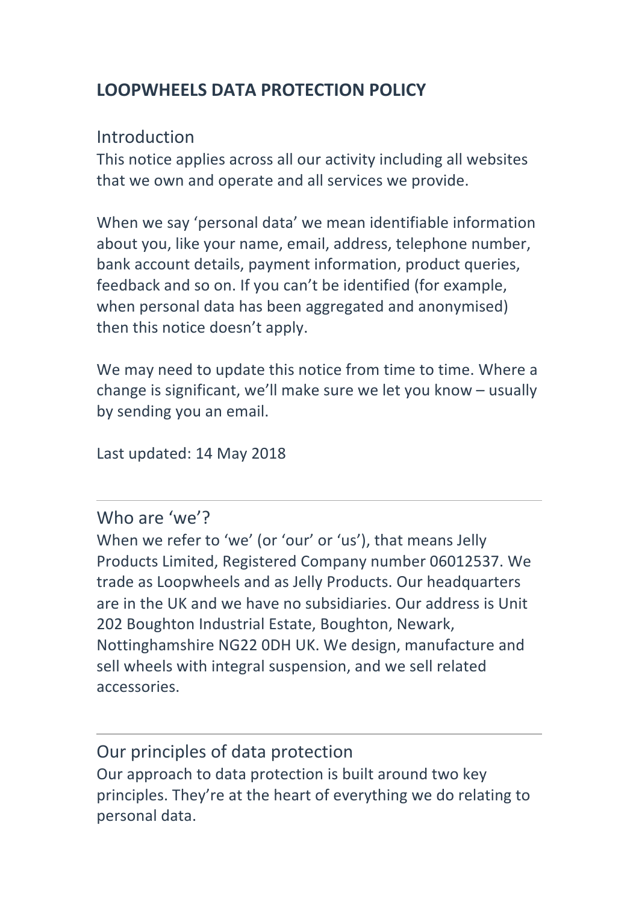# LOOPWHEELS DATA PROTECTION POLICY

## Introduction

This notice applies across all our activity including all websites that we own and operate and all services we provide.

When we say 'personal data' we mean identifiable information about you, like your name, email, address, telephone number, bank account details, payment information, product queries, feedback and so on. If you can't be identified (for example, when personal data has been aggregated and anonymised) then this notice doesn't apply.

We may need to update this notice from time to time. Where a change is significant, we'll make sure we let you know – usually by sending you an email.

Last updated: 14 May 2018

---

## Who are 'we'?

When we refer to 'we' (or 'our' or 'us'), that means Jelly Products Limited, Registered Company number 06012537. We trade as Loopwheels and as Jelly Products. Our headquarters are in the UK and we have no subsidiaries. Our address is Unit 202 Boughton Industrial Estate, Boughton, Newark, Nottinghamshire NG22 0DH UK. We design, manufacture and sell wheels with integral suspension, and we sell related accessories.

---

## Our principles of data protection

Our approach to data protection is built around two key principles. They're at the heart of everything we do relating to personal data.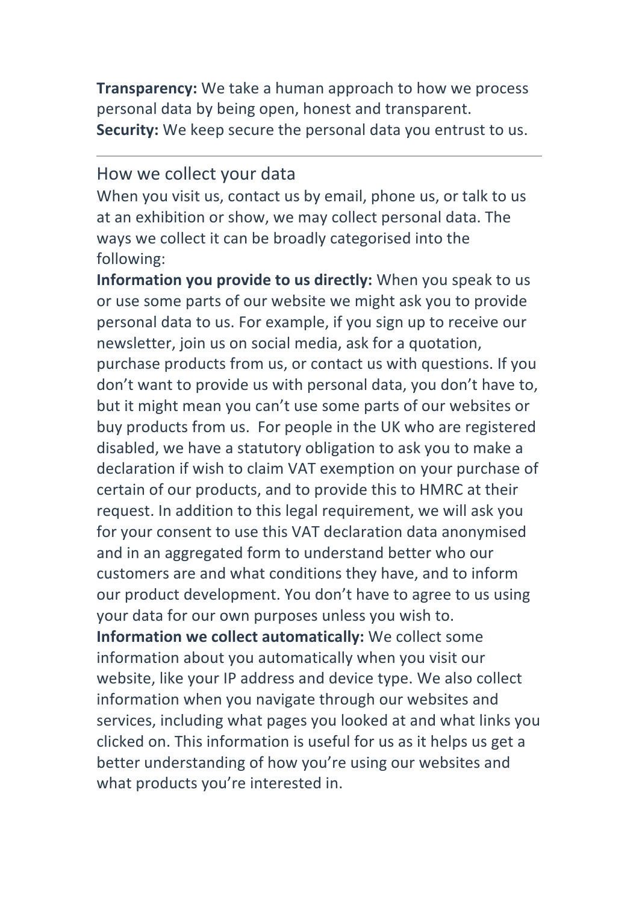**Transparency:** We take a human approach to how we process personal data by being open, honest and transparent.
**Security:** We keep secure the personal data you entrust to us.

---

## How we collect your data

When you visit us, contact us by email, phone us, or talk to us at an exhibition or show, we may collect personal data. The ways we collect it can be broadly categorised into the following:

**Information you provide to us directly:** When you speak to us or use some parts of our website we might ask you to provide personal data to us. For example, if you sign up to receive our newsletter, join us on social media, ask for a quotation, purchase products from us, or contact us with questions. If you don't want to provide us with personal data, you don't have to, but it might mean you can't use some parts of our websites or buy products from us. For people in the UK who are registered disabled, we have a statutory obligation to ask you to make a declaration if wish to claim VAT exemption on your purchase of certain of our products, and to provide this to HMRC at their request. In addition to this legal requirement, we will ask you for your consent to use this VAT declaration data anonymised and in an aggregated form to understand better who our customers are and what conditions they have, and to inform our product development. You don't have to agree to us using your data for our own purposes unless you wish to.

**Information we collect automatically:** We collect some information about you automatically when you visit our website, like your IP address and device type. We also collect information when you navigate through our websites and services, including what pages you looked at and what links you clicked on. This information is useful for us as it helps us get a better understanding of how you're using our websites and what products you're interested in.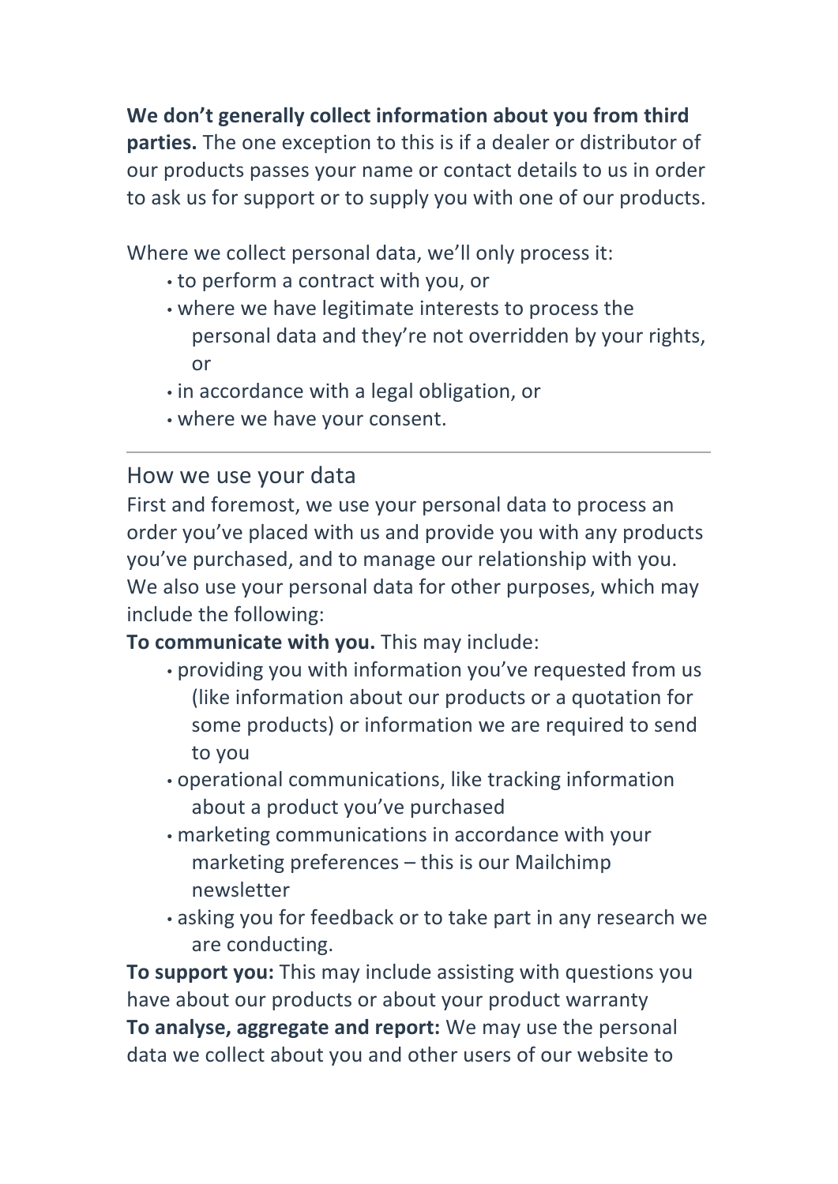**We don't generally collect information about you from third parties.** The one exception to this is if a dealer or distributor of our products passes your name or contact details to us in order to ask us for support or to supply you with one of our products.

Where we collect personal data, we'll only process it:

- to perform a contract with you, or
- where we have legitimate interests to process the personal data and they're not overridden by your rights, or
- in accordance with a legal obligation, or
- where we have your consent.

---

## How we use your data

First and foremost, we use your personal data to process an order you've placed with us and provide you with any products you've purchased, and to manage our relationship with you. We also use your personal data for other purposes, which may include the following:

**To communicate with you.** This may include:

- providing you with information you've requested from us (like information about our products or a quotation for some products) or information we are required to send to you
- operational communications, like tracking information about a product you've purchased
- marketing communications in accordance with your marketing preferences – this is our Mailchimp newsletter
- asking you for feedback or to take part in any research we are conducting.

**To support you:** This may include assisting with questions you have about our products or about your product warranty

**To analyse, aggregate and report:** We may use the personal data we collect about you and other users of our website to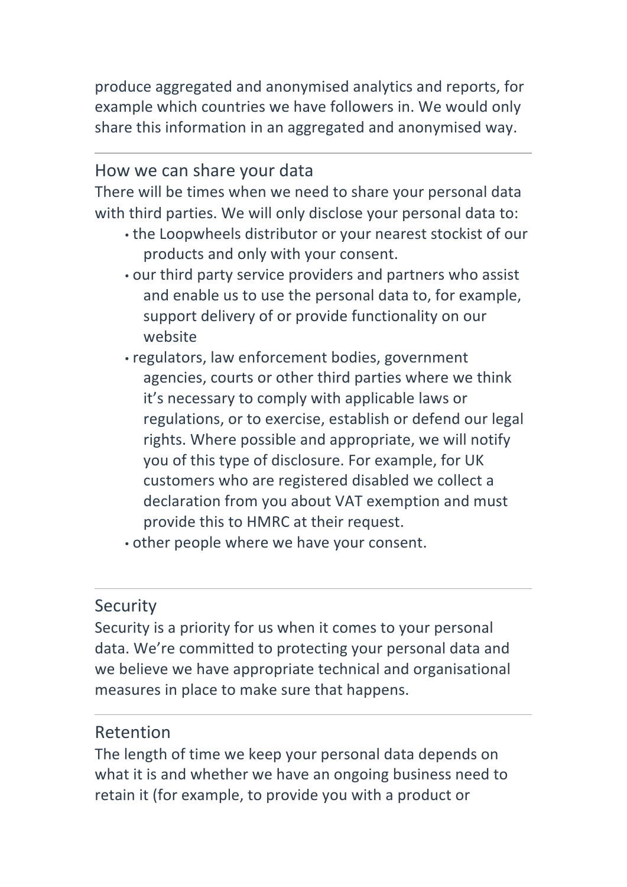produce aggregated and anonymised analytics and reports, for example which countries we have followers in. We would only share this information in an aggregated and anonymised way.

---

## How we can share your data

There will be times when we need to share your personal data with third parties. We will only disclose your personal data to:

- the Loopwheels distributor or your nearest stockist of our products and only with your consent.
- our third party service providers and partners who assist and enable us to use the personal data to, for example, support delivery of or provide functionality on our website
- regulators, law enforcement bodies, government agencies, courts or other third parties where we think it's necessary to comply with applicable laws or regulations, or to exercise, establish or defend our legal rights. Where possible and appropriate, we will notify you of this type of disclosure. For example, for UK customers who are registered disabled we collect a declaration from you about VAT exemption and must provide this to HMRC at their request.
- other people where we have your consent.

---

## Security

Security is a priority for us when it comes to your personal data. We're committed to protecting your personal data and we believe we have appropriate technical and organisational measures in place to make sure that happens.

---

## Retention

The length of time we keep your personal data depends on what it is and whether we have an ongoing business need to retain it (for example, to provide you with a product or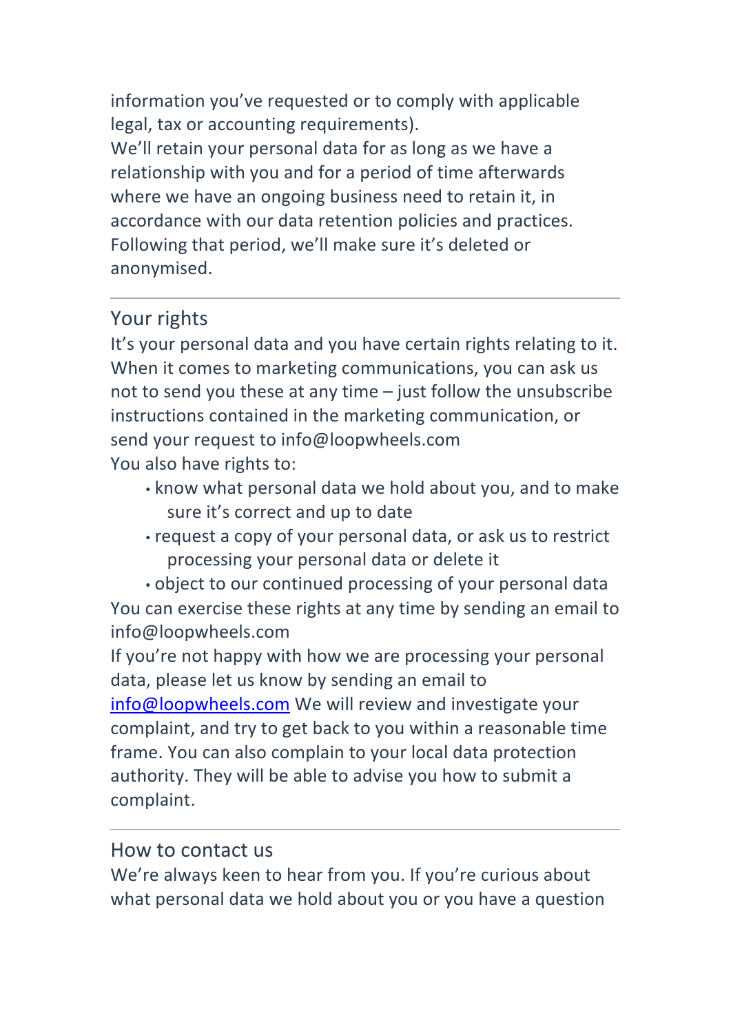information you've requested or to comply with applicable legal, tax or accounting requirements).
We'll retain your personal data for as long as we have a relationship with you and for a period of time afterwards where we have an ongoing business need to retain it, in accordance with our data retention policies and practices. Following that period, we'll make sure it's deleted or anonymised.

---

## Your rights

It's your personal data and you have certain rights relating to it. When it comes to marketing communications, you can ask us not to send you these at any time – just follow the unsubscribe instructions contained in the marketing communication, or send your request to info@loopwheels.com
You also have rights to:

- know what personal data we hold about you, and to make sure it's correct and up to date
- request a copy of your personal data, or ask us to restrict processing your personal data or delete it
- object to our continued processing of your personal data

You can exercise these rights at any time by sending an email to info@loopwheels.com
If you're not happy with how we are processing your personal data, please let us know by sending an email to [info@loopwheels.com](mailto:info@loopwheels.com) We will review and investigate your complaint, and try to get back to you within a reasonable time frame. You can also complain to your local data protection authority. They will be able to advise you how to submit a complaint.

---

## How to contact us

We're always keen to hear from you. If you're curious about what personal data we hold about you or you have a question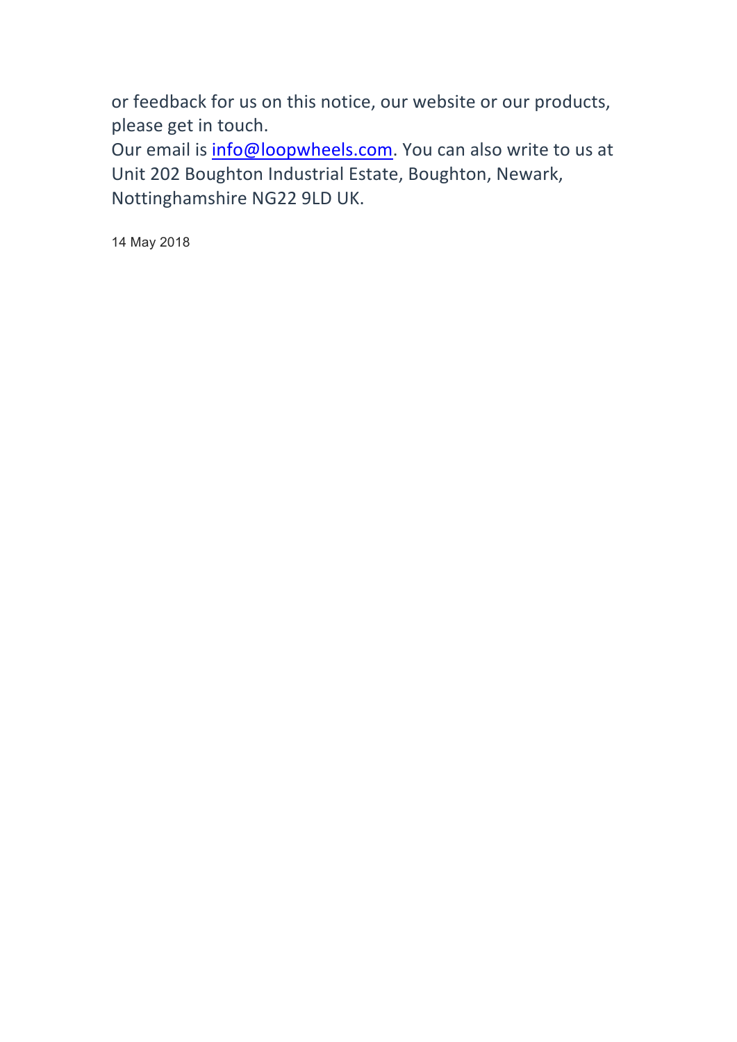or feedback for us on this notice, our website or our products, please get in touch.

Our email is info@loopwheels.com. You can also write to us at Unit 202 Boughton Industrial Estate, Boughton, Newark, Nottinghamshire NG22 9LD UK.

14 May 2018